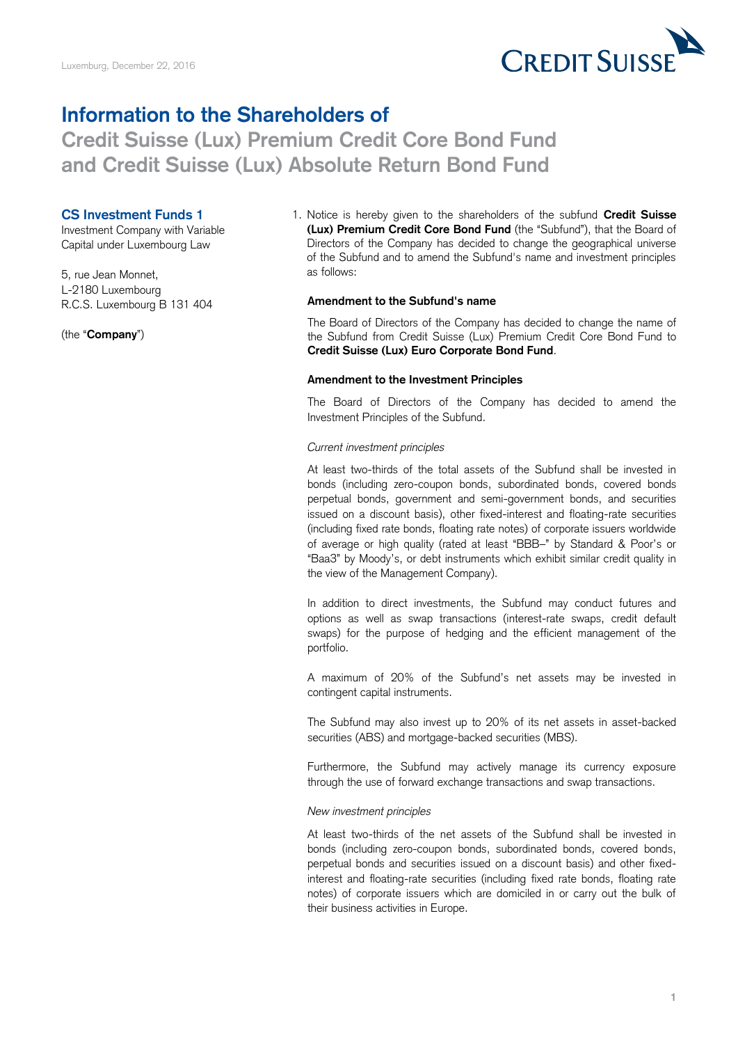Luxemburg, December 22, 2016

# Information to the Shareholders of

## Credit Suisse (Lux) Premium Credit Core Bond Fund and Credit Suisse (Lux) Absolute Return Bond Fund

**CS Investment Funds 1**

Investment Company with Variable Capital under Luxembourg Law

5, rue Jean Monnet,
L-2180 Luxembourg
R.C.S. Luxembourg B 131 404

(the "**Company**")

1. Notice is hereby given to the shareholders of the subfund **Credit Suisse (Lux) Premium Credit Core Bond Fund** (the "Subfund"), that the Board of Directors of the Company has decided to change the geographical universe of the Subfund and to amend the Subfund's name and investment principles as follows:

**Amendment to the Subfund's name**

The Board of Directors of the Company has decided to change the name of the Subfund from Credit Suisse (Lux) Premium Credit Core Bond Fund to **Credit Suisse (Lux) Euro Corporate Bond Fund**.

**Amendment to the Investment Principles**

The Board of Directors of the Company has decided to amend the Investment Principles of the Subfund.

*Current investment principles*

At least two-thirds of the total assets of the Subfund shall be invested in bonds (including zero-coupon bonds, subordinated bonds, covered bonds perpetual bonds, government and semi-government bonds, and securities issued on a discount basis), other fixed-interest and floating-rate securities (including fixed rate bonds, floating rate notes) of corporate issuers worldwide of average or high quality (rated at least "BBB–" by Standard & Poor's or "Baa3" by Moody's, or debt instruments which exhibit similar credit quality in the view of the Management Company).

In addition to direct investments, the Subfund may conduct futures and options as well as swap transactions (interest-rate swaps, credit default swaps) for the purpose of hedging and the efficient management of the portfolio.

A maximum of 20% of the Subfund's net assets may be invested in contingent capital instruments.

The Subfund may also invest up to 20% of its net assets in asset-backed securities (ABS) and mortgage-backed securities (MBS).

Furthermore, the Subfund may actively manage its currency exposure through the use of forward exchange transactions and swap transactions.

*New investment principles*

At least two-thirds of the net assets of the Subfund shall be invested in bonds (including zero-coupon bonds, subordinated bonds, covered bonds, perpetual bonds and securities issued on a discount basis) and other fixed-interest and floating-rate securities (including fixed rate bonds, floating rate notes) of corporate issuers which are domiciled in or carry out the bulk of their business activities in Europe.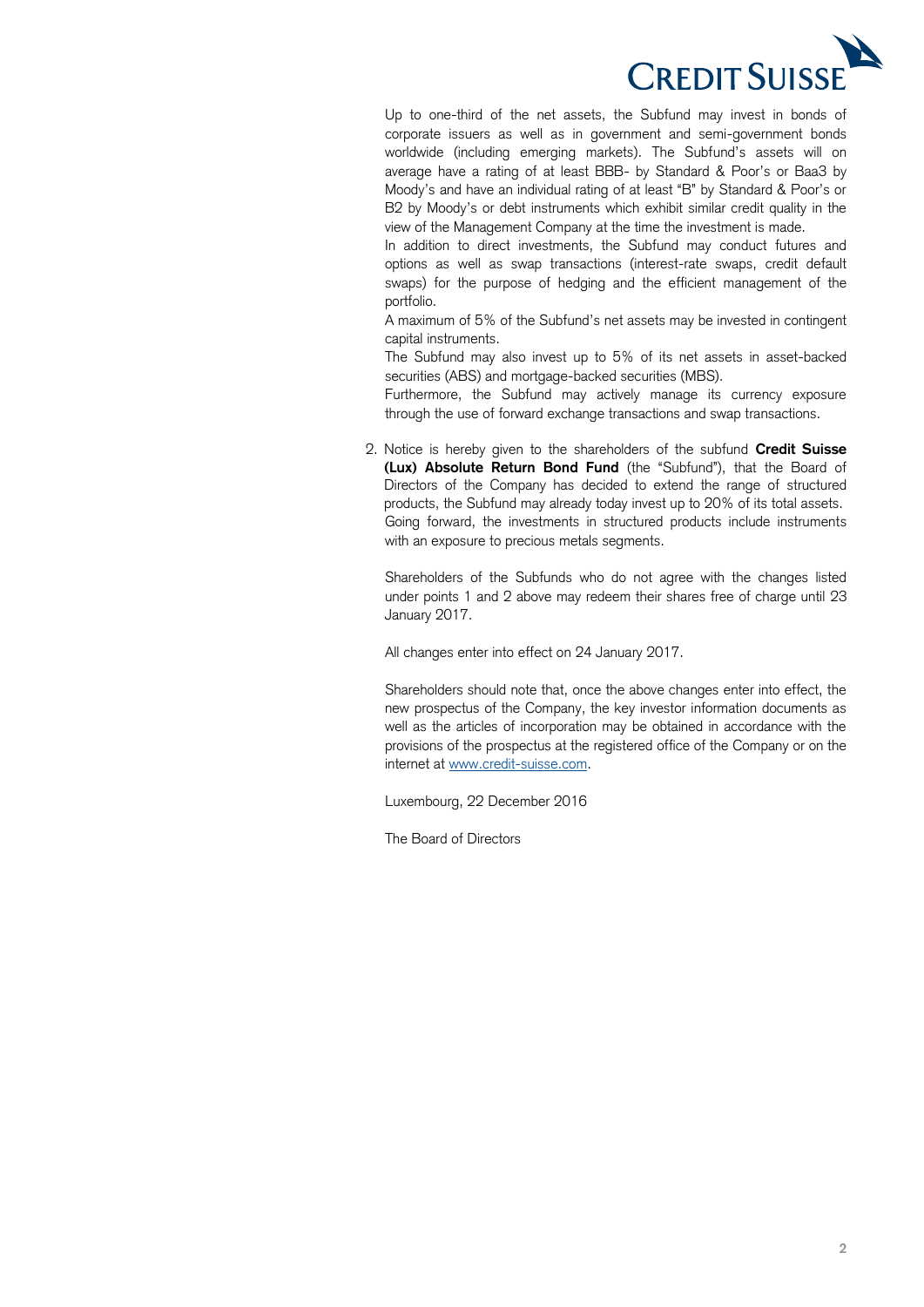Up to one-third of the net assets, the Subfund may invest in bonds of corporate issuers as well as in government and semi-government bonds worldwide (including emerging markets). The Subfund's assets will on average have a rating of at least BBB- by Standard & Poor's or Baa3 by Moody's and have an individual rating of at least "B" by Standard & Poor's or B2 by Moody's or debt instruments which exhibit similar credit quality in the view of the Management Company at the time the investment is made.
In addition to direct investments, the Subfund may conduct futures and options as well as swap transactions (interest-rate swaps, credit default swaps) for the purpose of hedging and the efficient management of the portfolio.
A maximum of 5% of the Subfund's net assets may be invested in contingent capital instruments.
The Subfund may also invest up to 5% of its net assets in asset-backed securities (ABS) and mortgage-backed securities (MBS).
Furthermore, the Subfund may actively manage its currency exposure through the use of forward exchange transactions and swap transactions.

2. Notice is hereby given to the shareholders of the subfund **Credit Suisse (Lux) Absolute Return Bond Fund** (the "Subfund"), that the Board of Directors of the Company has decided to extend the range of structured products, the Subfund may already today invest up to 20% of its total assets. Going forward, the investments in structured products include instruments with an exposure to precious metals segments.

Shareholders of the Subfunds who do not agree with the changes listed under points 1 and 2 above may redeem their shares free of charge until 23 January 2017.

All changes enter into effect on 24 January 2017.

Shareholders should note that, once the above changes enter into effect, the new prospectus of the Company, the key investor information documents as well as the articles of incorporation may be obtained in accordance with the provisions of the prospectus at the registered office of the Company or on the internet at [www.credit-suisse.com](http://www.credit-suisse.com).

Luxembourg, 22 December 2016

The Board of Directors